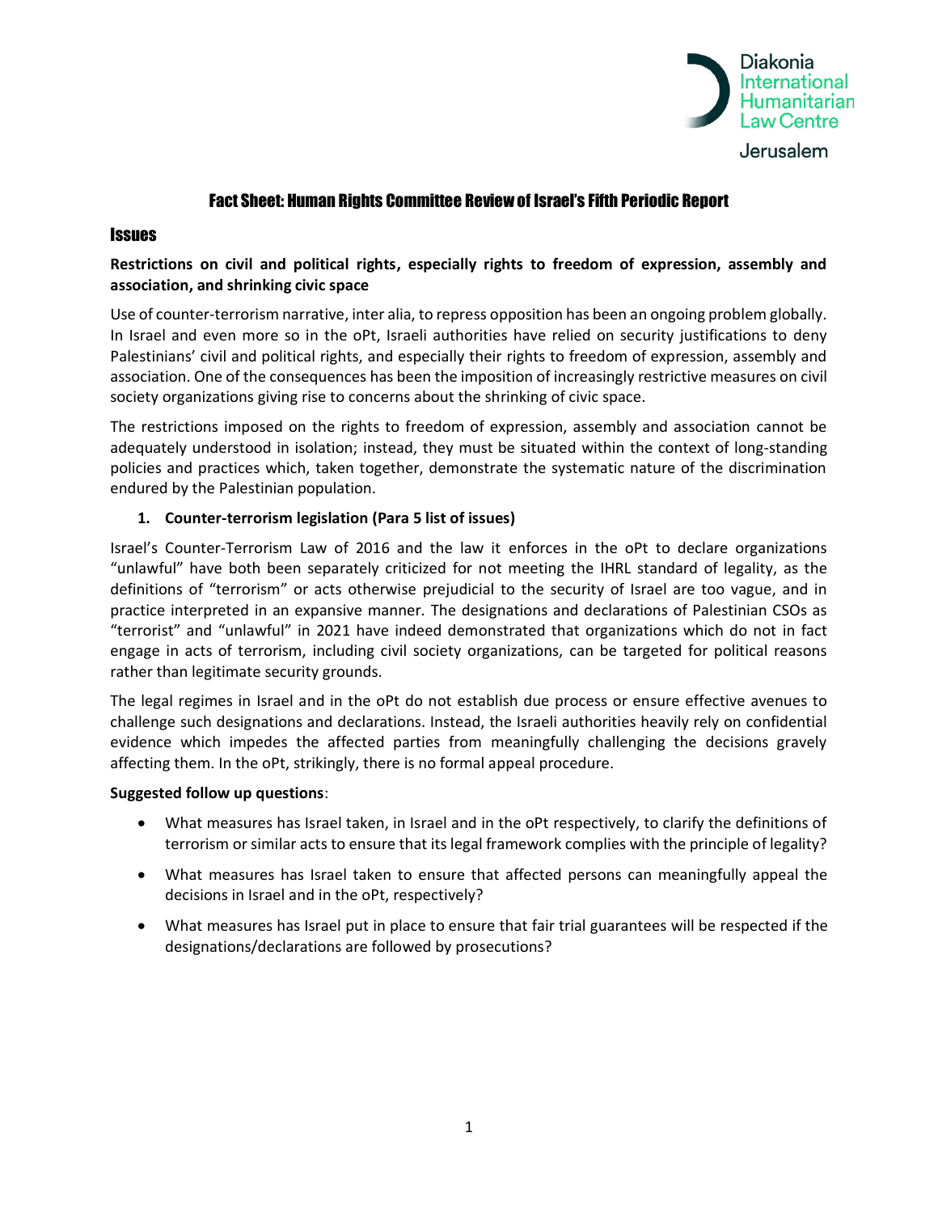Diakonia International Humanitarian Law Centre
Jerusalem

# Fact Sheet: Human Rights Committee Review of Israel's Fifth Periodic Report

## Issues

**Restrictions on civil and political rights, especially rights to freedom of expression, assembly and association, and shrinking civic space**

Use of counter-terrorism narrative, inter alia, to repress opposition has been an ongoing problem globally. In Israel and even more so in the oPt, Israeli authorities have relied on security justifications to deny Palestinians' civil and political rights, and especially their rights to freedom of expression, assembly and association. One of the consequences has been the imposition of increasingly restrictive measures on civil society organizations giving rise to concerns about the shrinking of civic space.

The restrictions imposed on the rights to freedom of expression, assembly and association cannot be adequately understood in isolation; instead, they must be situated within the context of long-standing policies and practices which, taken together, demonstrate the systematic nature of the discrimination endured by the Palestinian population.

### 1. Counter-terrorism legislation (Para 5 list of issues)

Israel's Counter-Terrorism Law of 2016 and the law it enforces in the oPt to declare organizations "unlawful" have both been separately criticized for not meeting the IHRL standard of legality, as the definitions of "terrorism" or acts otherwise prejudicial to the security of Israel are too vague, and in practice interpreted in an expansive manner. The designations and declarations of Palestinian CSOs as "terrorist" and "unlawful" in 2021 have indeed demonstrated that organizations which do not in fact engage in acts of terrorism, including civil society organizations, can be targeted for political reasons rather than legitimate security grounds.

The legal regimes in Israel and in the oPt do not establish due process or ensure effective avenues to challenge such designations and declarations. Instead, the Israeli authorities heavily rely on confidential evidence which impedes the affected parties from meaningfully challenging the decisions gravely affecting them. In the oPt, strikingly, there is no formal appeal procedure.

**Suggested follow up questions**:

- What measures has Israel taken, in Israel and in the oPt respectively, to clarify the definitions of terrorism or similar acts to ensure that its legal framework complies with the principle of legality?
- What measures has Israel taken to ensure that affected persons can meaningfully appeal the decisions in Israel and in the oPt, respectively?
- What measures has Israel put in place to ensure that fair trial guarantees will be respected if the designations/declarations are followed by prosecutions?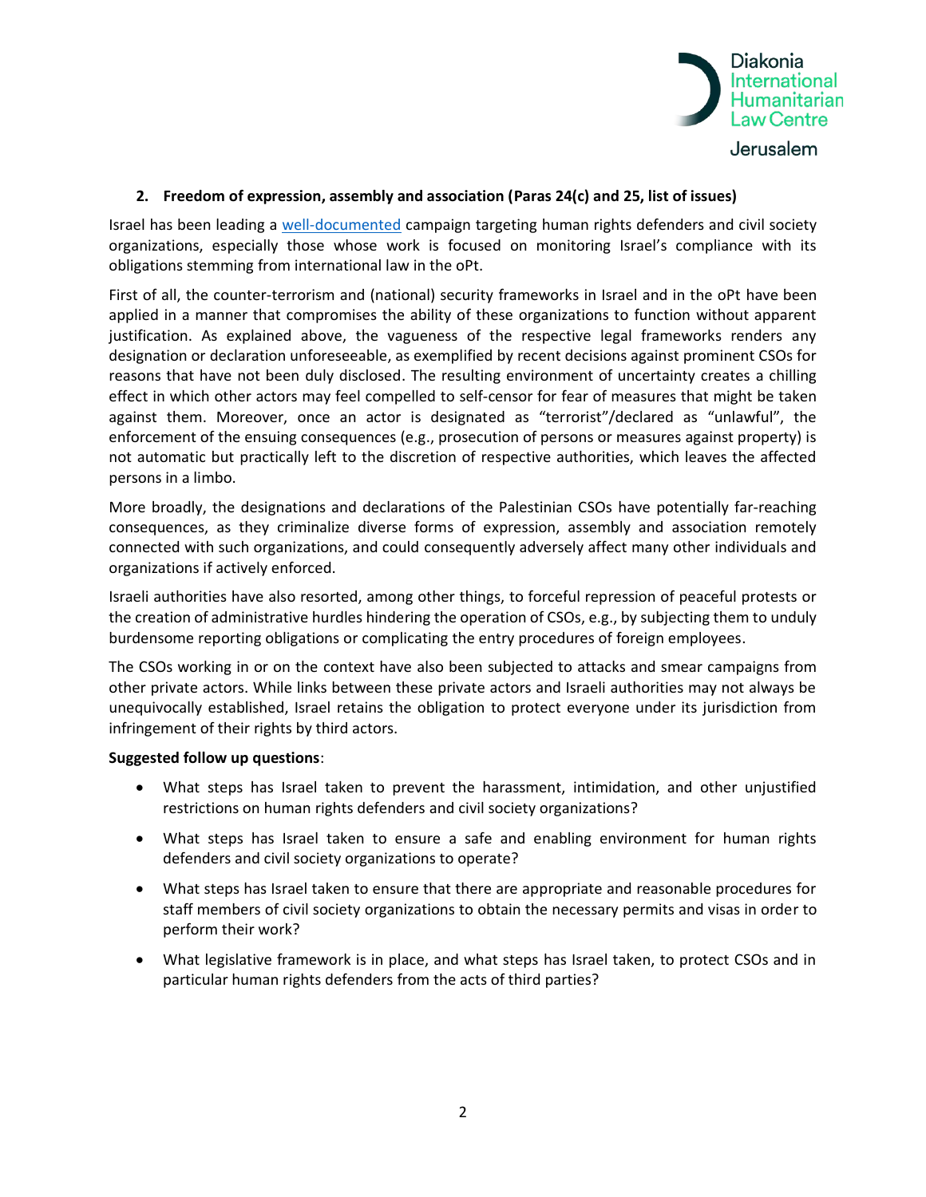## 2. Freedom of expression, assembly and association (Paras 24(c) and 25, list of issues)

Israel has been leading a [well-documented]() campaign targeting human rights defenders and civil society organizations, especially those whose work is focused on monitoring Israel's compliance with its obligations stemming from international law in the oPt.

First of all, the counter-terrorism and (national) security frameworks in Israel and in the oPt have been applied in a manner that compromises the ability of these organizations to function without apparent justification. As explained above, the vagueness of the respective legal frameworks renders any designation or declaration unforeseeable, as exemplified by recent decisions against prominent CSOs for reasons that have not been duly disclosed. The resulting environment of uncertainty creates a chilling effect in which other actors may feel compelled to self-censor for fear of measures that might be taken against them. Moreover, once an actor is designated as "terrorist"/declared as "unlawful", the enforcement of the ensuing consequences (e.g., prosecution of persons or measures against property) is not automatic but practically left to the discretion of respective authorities, which leaves the affected persons in a limbo.

More broadly, the designations and declarations of the Palestinian CSOs have potentially far-reaching consequences, as they criminalize diverse forms of expression, assembly and association remotely connected with such organizations, and could consequently adversely affect many other individuals and organizations if actively enforced.

Israeli authorities have also resorted, among other things, to forceful repression of peaceful protests or the creation of administrative hurdles hindering the operation of CSOs, e.g., by subjecting them to unduly burdensome reporting obligations or complicating the entry procedures of foreign employees.

The CSOs working in or on the context have also been subjected to attacks and smear campaigns from other private actors. While links between these private actors and Israeli authorities may not always be unequivocally established, Israel retains the obligation to protect everyone under its jurisdiction from infringement of their rights by third actors.

**Suggested follow up questions**:

- What steps has Israel taken to prevent the harassment, intimidation, and other unjustified restrictions on human rights defenders and civil society organizations?
- What steps has Israel taken to ensure a safe and enabling environment for human rights defenders and civil society organizations to operate?
- What steps has Israel taken to ensure that there are appropriate and reasonable procedures for staff members of civil society organizations to obtain the necessary permits and visas in order to perform their work?
- What legislative framework is in place, and what steps has Israel taken, to protect CSOs and in particular human rights defenders from the acts of third parties?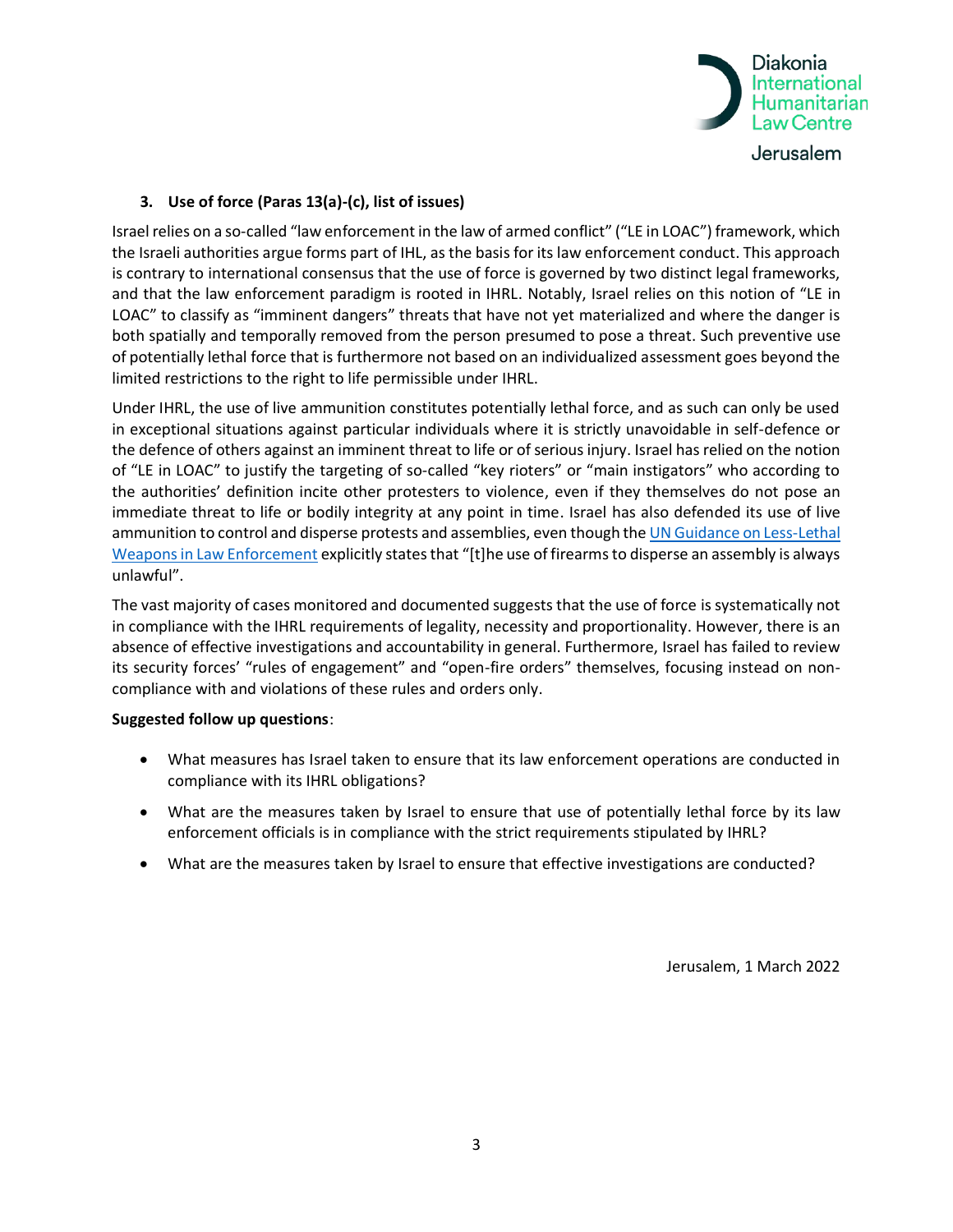### 3. Use of force (Paras 13(a)-(c), list of issues)

Israel relies on a so-called "law enforcement in the law of armed conflict" ("LE in LOAC") framework, which the Israeli authorities argue forms part of IHL, as the basis for its law enforcement conduct. This approach is contrary to international consensus that the use of force is governed by two distinct legal frameworks, and that the law enforcement paradigm is rooted in IHRL. Notably, Israel relies on this notion of "LE in LOAC" to classify as "imminent dangers" threats that have not yet materialized and where the danger is both spatially and temporally removed from the person presumed to pose a threat. Such preventive use of potentially lethal force that is furthermore not based on an individualized assessment goes beyond the limited restrictions to the right to life permissible under IHRL.

Under IHRL, the use of live ammunition constitutes potentially lethal force, and as such can only be used in exceptional situations against particular individuals where it is strictly unavoidable in self-defence or the defence of others against an imminent threat to life or of serious injury. Israel has relied on the notion of "LE in LOAC" to justify the targeting of so-called "key rioters" or "main instigators" who according to the authorities' definition incite other protesters to violence, even if they themselves do not pose an immediate threat to life or bodily integrity at any point in time. Israel has also defended its use of live ammunition to control and disperse protests and assemblies, even though the UN Guidance on Less-Lethal Weapons in Law Enforcement explicitly states that "[t]he use of firearms to disperse an assembly is always unlawful".

The vast majority of cases monitored and documented suggests that the use of force is systematically not in compliance with the IHRL requirements of legality, necessity and proportionality. However, there is an absence of effective investigations and accountability in general. Furthermore, Israel has failed to review its security forces' "rules of engagement" and "open-fire orders" themselves, focusing instead on non-compliance with and violations of these rules and orders only.

**Suggested follow up questions**:

- What measures has Israel taken to ensure that its law enforcement operations are conducted in compliance with its IHRL obligations?
- What are the measures taken by Israel to ensure that use of potentially lethal force by its law enforcement officials is in compliance with the strict requirements stipulated by IHRL?
- What are the measures taken by Israel to ensure that effective investigations are conducted?

Jerusalem, 1 March 2022